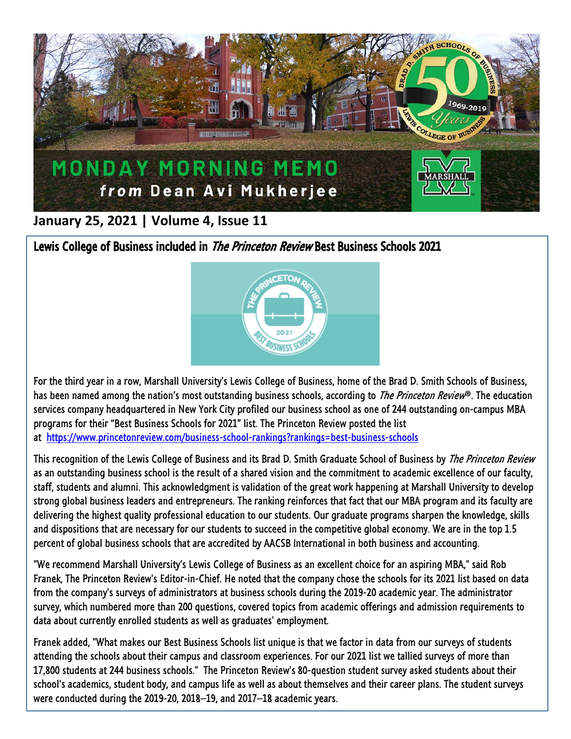# MONDAY MORNING MEMO

***from* Dean Avi Mukherjee**

**January 25, 2021 | Volume 4, Issue 11**

## Lewis College of Business included in *The Princeton Review* Best Business Schools 2021

For the third year in a row, Marshall University's Lewis College of Business, home of the Brad D. Smith Schools of Business, has been named among the nation's most outstanding business schools, according to *The Princeton Review®*. The education services company headquartered in New York City profiled our business school as one of 244 outstanding on-campus MBA programs for their "Best Business Schools for 2021" list. The Princeton Review posted the list at https://www.princetonreview.com/business-school-rankings?rankings=best-business-schools

This recognition of the Lewis College of Business and its Brad D. Smith Graduate School of Business by *The Princeton Review* as an outstanding business school is the result of a shared vision and the commitment to academic excellence of our faculty, staff, students and alumni. This acknowledgment is validation of the great work happening at Marshall University to develop strong global business leaders and entrepreneurs. The ranking reinforces that fact that our MBA program and its faculty are delivering the highest quality professional education to our students. Our graduate programs sharpen the knowledge, skills and dispositions that are necessary for our students to succeed in the competitive global economy. We are in the top 1.5 percent of global business schools that are accredited by AACSB International in both business and accounting.

"We recommend Marshall University's Lewis College of Business as an excellent choice for an aspiring MBA," said Rob Franek, The Princeton Review's Editor-in-Chief. He noted that the company chose the schools for its 2021 list based on data from the company's surveys of administrators at business schools during the 2019-20 academic year. The administrator survey, which numbered more than 200 questions, covered topics from academic offerings and admission requirements to data about currently enrolled students as well as graduates' employment.

Franek added, "What makes our Best Business Schools list unique is that we factor in data from our surveys of students attending the schools about their campus and classroom experiences. For our 2021 list we tallied surveys of more than 17,800 students at 244 business schools." The Princeton Review's 80-question student survey asked students about their school's academics, student body, and campus life as well as about themselves and their career plans. The student surveys were conducted during the 2019-20, 2018–19, and 2017–18 academic years.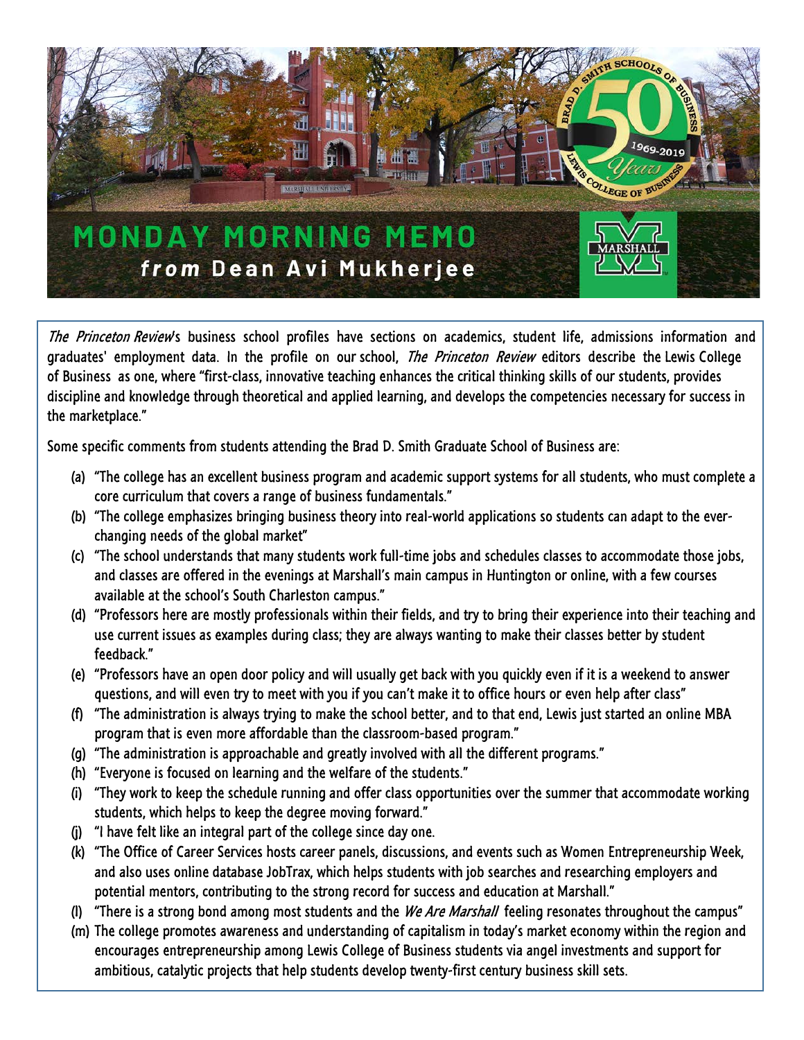# MONDAY MORNING MEMO
## *from* Dean Avi Mukherjee

*The Princeton Review*'s business school profiles have sections on academics, student life, admissions information and graduates' employment data. In the profile on our school, *The Princeton Review* editors describe the Lewis College of Business as one, where "first-class, innovative teaching enhances the critical thinking skills of our students, provides discipline and knowledge through theoretical and applied learning, and develops the competencies necessary for success in the marketplace."

Some specific comments from students attending the Brad D. Smith Graduate School of Business are:

(a) "The college has an excellent business program and academic support systems for all students, who must complete a core curriculum that covers a range of business fundamentals."
(b) "The college emphasizes bringing business theory into real-world applications so students can adapt to the ever-changing needs of the global market"
(c) "The school understands that many students work full-time jobs and schedules classes to accommodate those jobs, and classes are offered in the evenings at Marshall's main campus in Huntington or online, with a few courses available at the school's South Charleston campus."
(d) "Professors here are mostly professionals within their fields, and try to bring their experience into their teaching and use current issues as examples during class; they are always wanting to make their classes better by student feedback."
(e) "Professors have an open door policy and will usually get back with you quickly even if it is a weekend to answer questions, and will even try to meet with you if you can't make it to office hours or even help after class"
(f) "The administration is always trying to make the school better, and to that end, Lewis just started an online MBA program that is even more affordable than the classroom-based program."
(g) "The administration is approachable and greatly involved with all the different programs."
(h) "Everyone is focused on learning and the welfare of the students."
(i) "They work to keep the schedule running and offer class opportunities over the summer that accommodate working students, which helps to keep the degree moving forward."
(j) "I have felt like an integral part of the college since day one.
(k) "The Office of Career Services hosts career panels, discussions, and events such as Women Entrepreneurship Week, and also uses online database JobTrax, which helps students with job searches and researching employers and potential mentors, contributing to the strong record for success and education at Marshall."
(l) "There is a strong bond among most students and the *We Are Marshall* feeling resonates throughout the campus"
(m) The college promotes awareness and understanding of capitalism in today's market economy within the region and encourages entrepreneurship among Lewis College of Business students via angel investments and support for ambitious, catalytic projects that help students develop twenty-first century business skill sets.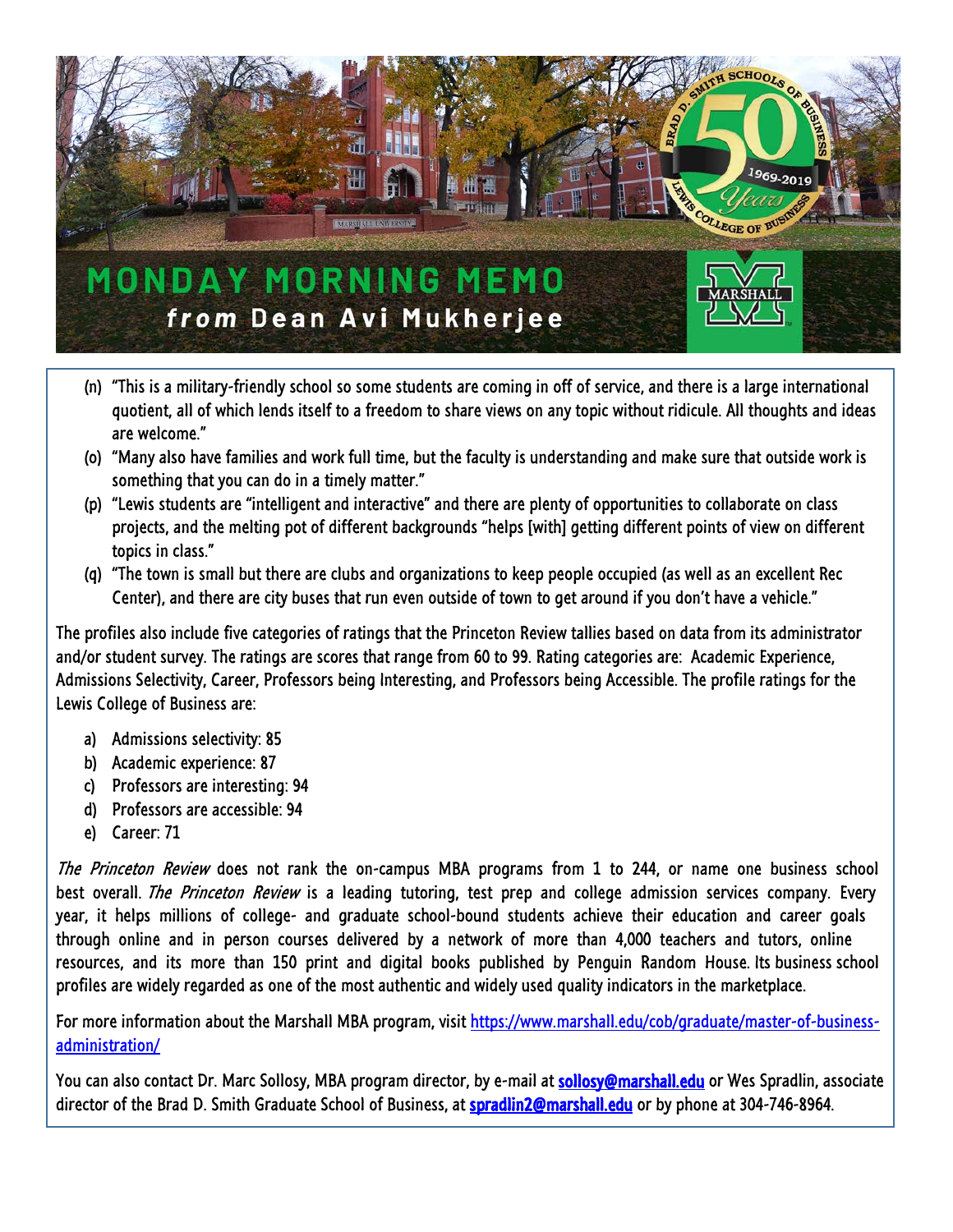# MONDAY MORNING MEMO

## *from* Dean Avi Mukherjee

(n) "This is a military-friendly school so some students are coming in off of service, and there is a large international quotient, all of which lends itself to a freedom to share views on any topic without ridicule. All thoughts and ideas are welcome."

(o) "Many also have families and work full time, but the faculty is understanding and make sure that outside work is something that you can do in a timely matter."

(p) "Lewis students are "intelligent and interactive" and there are plenty of opportunities to collaborate on class projects, and the melting pot of different backgrounds "helps [with] getting different points of view on different topics in class."

(q) "The town is small but there are clubs and organizations to keep people occupied (as well as an excellent Rec Center), and there are city buses that run even outside of town to get around if you don't have a vehicle."

The profiles also include five categories of ratings that the Princeton Review tallies based on data from its administrator and/or student survey. The ratings are scores that range from 60 to 99. Rating categories are: Academic Experience, Admissions Selectivity, Career, Professors being Interesting, and Professors being Accessible. The profile ratings for the Lewis College of Business are:

a) Admissions selectivity: 85
b) Academic experience: 87
c) Professors are interesting: 94
d) Professors are accessible: 94
e) Career: 71

*The Princeton Review* does not rank the on-campus MBA programs from 1 to 244, or name one business school best overall. *The Princeton Review* is a leading tutoring, test prep and college admission services company. Every year, it helps millions of college- and graduate school-bound students achieve their education and career goals through online and in person courses delivered by a network of more than 4,000 teachers and tutors, online resources, and its more than 150 print and digital books published by Penguin Random House. Its business school profiles are widely regarded as one of the most authentic and widely used quality indicators in the marketplace.

For more information about the Marshall MBA program, visit https://www.marshall.edu/cob/graduate/master-of-business-administration/

You can also contact Dr. Marc Sollosy, MBA program director, by e-mail at **sollosy@marshall.edu** or Wes Spradlin, associate director of the Brad D. Smith Graduate School of Business, at **spradlin2@marshall.edu** or by phone at 304-746-8964.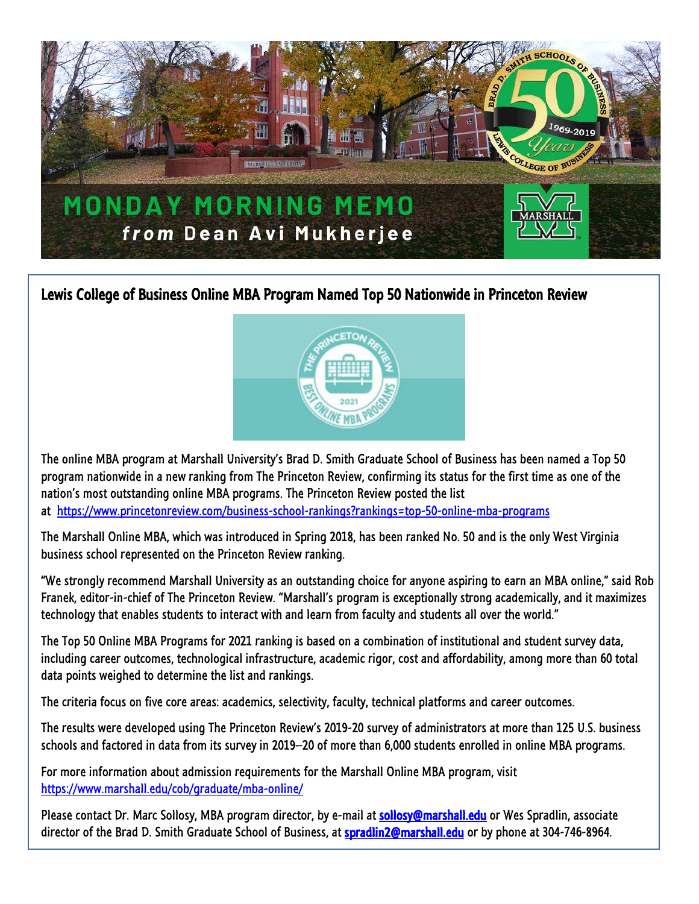# MONDAY MORNING MEMO

*from* **Dean Avi Mukherjee**

## Lewis College of Business Online MBA Program Named Top 50 Nationwide in Princeton Review

The online MBA program at Marshall University's Brad D. Smith Graduate School of Business has been named a Top 50 program nationwide in a new ranking from The Princeton Review, confirming its status for the first time as one of the nation's most outstanding online MBA programs. The Princeton Review posted the list at https://www.princetonreview.com/business-school-rankings?rankings=top-50-online-mba-programs

The Marshall Online MBA, which was introduced in Spring 2018, has been ranked No. 50 and is the only West Virginia business school represented on the Princeton Review ranking.

"We strongly recommend Marshall University as an outstanding choice for anyone aspiring to earn an MBA online," said Rob Franek, editor-in-chief of The Princeton Review. "Marshall's program is exceptionally strong academically, and it maximizes technology that enables students to interact with and learn from faculty and students all over the world."

The Top 50 Online MBA Programs for 2021 ranking is based on a combination of institutional and student survey data, including career outcomes, technological infrastructure, academic rigor, cost and affordability, among more than 60 total data points weighed to determine the list and rankings.

The criteria focus on five core areas: academics, selectivity, faculty, technical platforms and career outcomes.

The results were developed using The Princeton Review's 2019-20 survey of administrators at more than 125 U.S. business schools and factored in data from its survey in 2019–20 of more than 6,000 students enrolled in online MBA programs.

For more information about admission requirements for the Marshall Online MBA program, visit https://www.marshall.edu/cob/graduate/mba-online/

Please contact Dr. Marc Sollosy, MBA program director, by e-mail at **sollosy@marshall.edu** or Wes Spradlin, associate director of the Brad D. Smith Graduate School of Business, at **spradlin2@marshall.edu** or by phone at 304-746-8964.